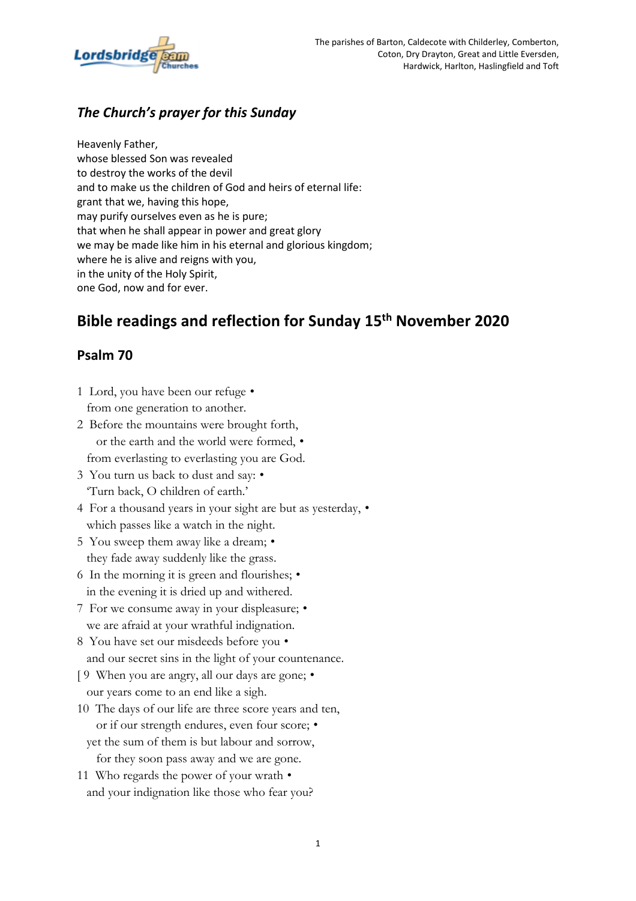The parishes of Barton, Caldecote with Childerley, Comberton, Coton, Dry Drayton, Great and Little Eversden, Hardwick, Harlton, Haslingfield and Toft

### *The Church's prayer for this Sunday*

Heavenly Father,
whose blessed Son was revealed
to destroy the works of the devil
and to make us the children of God and heirs of eternal life:
grant that we, having this hope,
may purify ourselves even as he is pure;
that when he shall appear in power and great glory
we may be made like him in his eternal and glorious kingdom;
where he is alive and reigns with you,
in the unity of the Holy Spirit,
one God, now and for ever.

## Bible readings and reflection for Sunday 15th November 2020

### Psalm 70

1 Lord, you have been our refuge •
from one generation to another.
2 Before the mountains were brought forth,
or the earth and the world were formed, •
from everlasting to everlasting you are God.
3 You turn us back to dust and say: •
'Turn back, O children of earth.'
4 For a thousand years in your sight are but as yesterday, •
which passes like a watch in the night.
5 You sweep them away like a dream; •
they fade away suddenly like the grass.
6 In the morning it is green and flourishes; •
in the evening it is dried up and withered.
7 For we consume away in your displeasure; •
we are afraid at your wrathful indignation.
8 You have set our misdeeds before you •
and our secret sins in the light of your countenance.
[ 9 When you are angry, all our days are gone; •
our years come to an end like a sigh.
10 The days of our life are three score years and ten,
or if our strength endures, even four score; •
yet the sum of them is but labour and sorrow,
for they soon pass away and we are gone.
11 Who regards the power of your wrath •
and your indignation like those who fear you?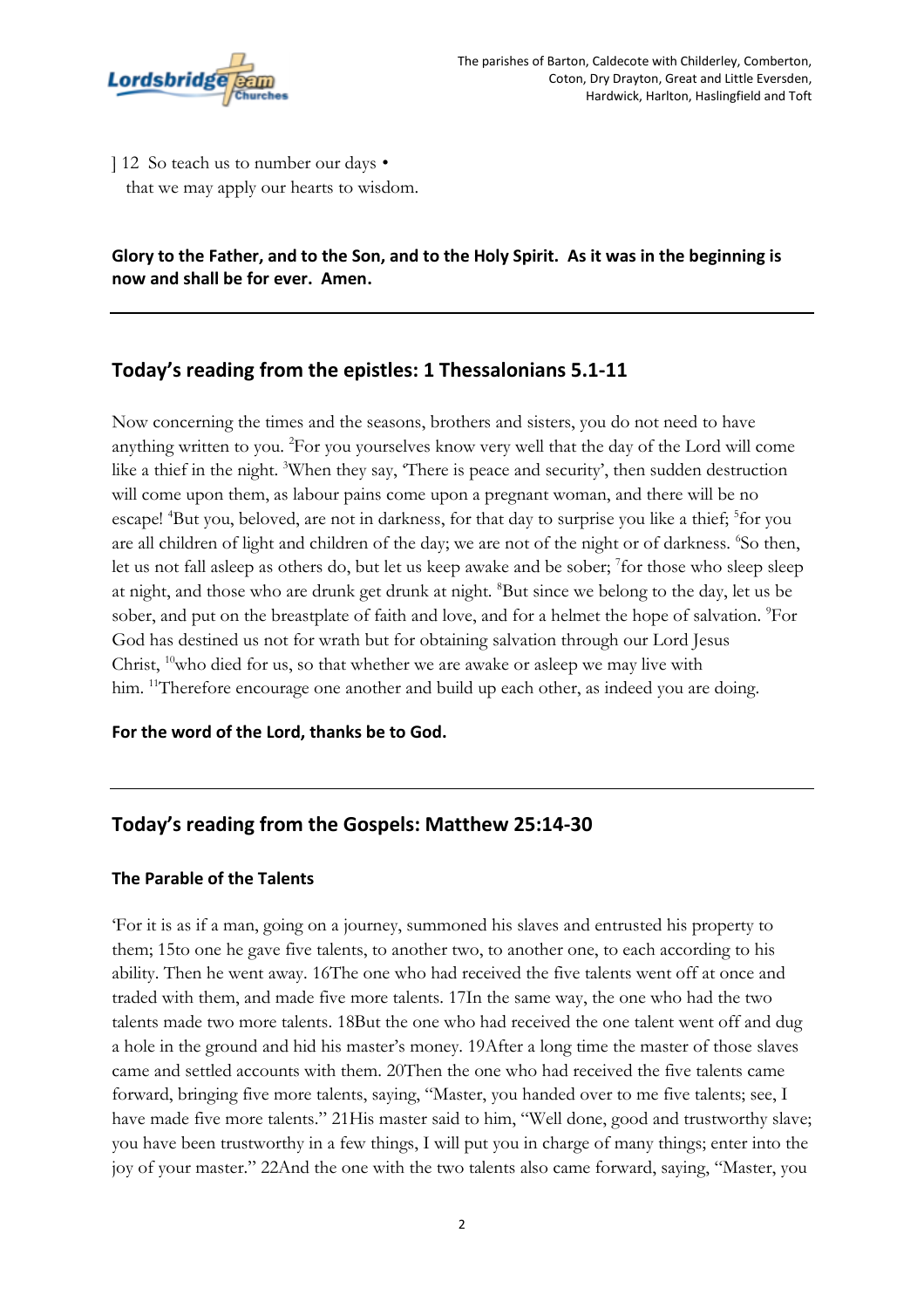] 12 So teach us to number our days •
   that we may apply our hearts to wisdom.

**Glory to the Father, and to the Son, and to the Holy Spirit. As it was in the beginning is now and shall be for ever. Amen.**

---

## Today's reading from the epistles: 1 Thessalonians 5.1-11

Now concerning the times and the seasons, brothers and sisters, you do not need to have anything written to you. [2]For you yourselves know very well that the day of the Lord will come like a thief in the night. [3]When they say, 'There is peace and security', then sudden destruction will come upon them, as labour pains come upon a pregnant woman, and there will be no escape! [4]But you, beloved, are not in darkness, for that day to surprise you like a thief; [5]for you are all children of light and children of the day; we are not of the night or of darkness. [6]So then, let us not fall asleep as others do, but let us keep awake and be sober; [7]for those who sleep sleep at night, and those who are drunk get drunk at night. [8]But since we belong to the day, let us be sober, and put on the breastplate of faith and love, and for a helmet the hope of salvation. [9]For God has destined us not for wrath but for obtaining salvation through our Lord Jesus Christ, [10]who died for us, so that whether we are awake or asleep we may live with him. [11]Therefore encourage one another and build up each other, as indeed you are doing.

**For the word of the Lord, thanks be to God.**

---

## Today's reading from the Gospels: Matthew 25:14-30

### The Parable of the Talents

'For it is as if a man, going on a journey, summoned his slaves and entrusted his property to them; 15to one he gave five talents, to another two, to another one, to each according to his ability. Then he went away. 16The one who had received the five talents went off at once and traded with them, and made five more talents. 17In the same way, the one who had the two talents made two more talents. 18But the one who had received the one talent went off and dug a hole in the ground and hid his master's money. 19After a long time the master of those slaves came and settled accounts with them. 20Then the one who had received the five talents came forward, bringing five more talents, saying, "Master, you handed over to me five talents; see, I have made five more talents." 21His master said to him, "Well done, good and trustworthy slave; you have been trustworthy in a few things, I will put you in charge of many things; enter into the joy of your master." 22And the one with the two talents also came forward, saying, "Master, you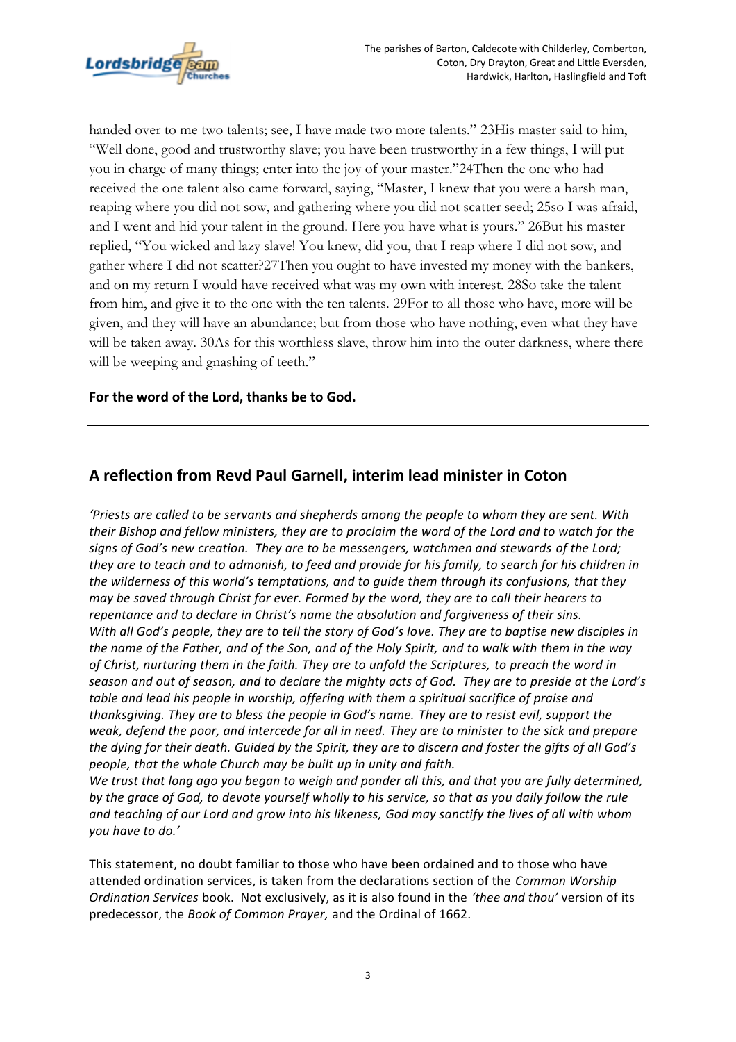handed over to me two talents; see, I have made two more talents." 23His master said to him, "Well done, good and trustworthy slave; you have been trustworthy in a few things, I will put you in charge of many things; enter into the joy of your master."24Then the one who had received the one talent also came forward, saying, "Master, I knew that you were a harsh man, reaping where you did not sow, and gathering where you did not scatter seed; 25so I was afraid, and I went and hid your talent in the ground. Here you have what is yours." 26But his master replied, "You wicked and lazy slave! You knew, did you, that I reap where I did not sow, and gather where I did not scatter?27Then you ought to have invested my money with the bankers, and on my return I would have received what was my own with interest. 28So take the talent from him, and give it to the one with the ten talents. 29For to all those who have, more will be given, and they will have an abundance; but from those who have nothing, even what they have will be taken away. 30As for this worthless slave, throw him into the outer darkness, where there will be weeping and gnashing of teeth."

**For the word of the Lord, thanks be to God.**

---

## A reflection from Revd Paul Garnell, interim lead minister in Coton

*'Priests are called to be servants and shepherds among the people to whom they are sent. With their Bishop and fellow ministers, they are to proclaim the word of the Lord and to watch for the signs of God's new creation. They are to be messengers, watchmen and stewards of the Lord; they are to teach and to admonish, to feed and provide for his family, to search for his children in the wilderness of this world's temptations, and to guide them through its confusions, that they may be saved through Christ for ever. Formed by the word, they are to call their hearers to repentance and to declare in Christ's name the absolution and forgiveness of their sins.*
*With all God's people, they are to tell the story of God's love. They are to baptise new disciples in the name of the Father, and of the Son, and of the Holy Spirit, and to walk with them in the way of Christ, nurturing them in the faith. They are to unfold the Scriptures, to preach the word in season and out of season, and to declare the mighty acts of God. They are to preside at the Lord's table and lead his people in worship, offering with them a spiritual sacrifice of praise and thanksgiving. They are to bless the people in God's name. They are to resist evil, support the weak, defend the poor, and intercede for all in need. They are to minister to the sick and prepare the dying for their death. Guided by the Spirit, they are to discern and foster the gifts of all God's people, that the whole Church may be built up in unity and faith.*
*We trust that long ago you began to weigh and ponder all this, and that you are fully determined, by the grace of God, to devote yourself wholly to his service, so that as you daily follow the rule and teaching of our Lord and grow into his likeness, God may sanctify the lives of all with whom you have to do.'*

This statement, no doubt familiar to those who have been ordained and to those who have attended ordination services, is taken from the declarations section of the *Common Worship Ordination Services* book. Not exclusively, as it is also found in the *'thee and thou'* version of its predecessor, the *Book of Common Prayer,* and the Ordinal of 1662.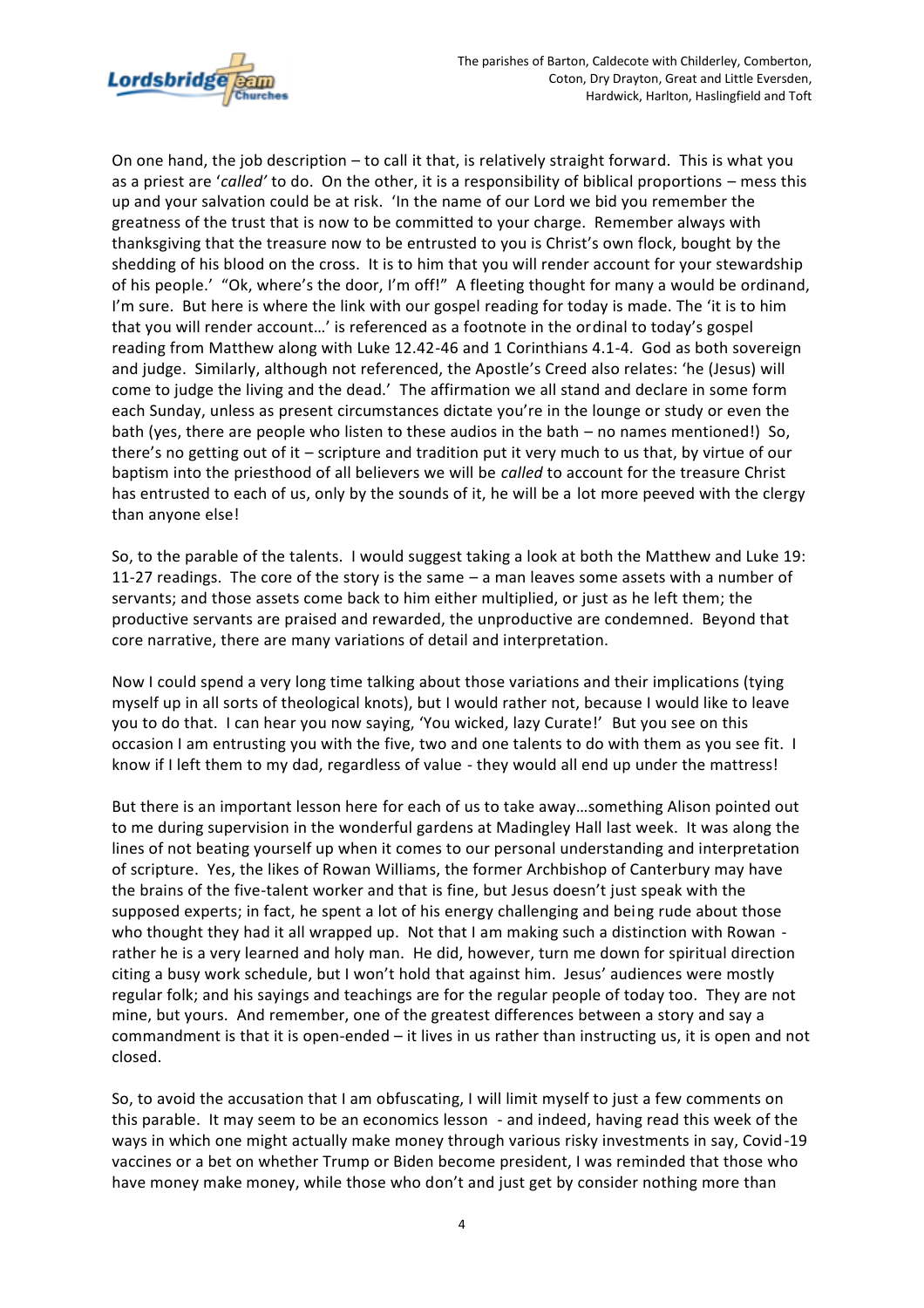On one hand, the job description – to call it that, is relatively straight forward. This is what you as a priest are '*called'* to do. On the other, it is a responsibility of biblical proportions – mess this up and your salvation could be at risk. 'In the name of our Lord we bid you remember the greatness of the trust that is now to be committed to your charge. Remember always with thanksgiving that the treasure now to be entrusted to you is Christ's own flock, bought by the shedding of his blood on the cross. It is to him that you will render account for your stewardship of his people.' "Ok, where's the door, I'm off!" A fleeting thought for many a would be ordinand, I'm sure. But here is where the link with our gospel reading for today is made. The 'it is to him that you will render account…' is referenced as a footnote in the ordinal to today's gospel reading from Matthew along with Luke 12.42-46 and 1 Corinthians 4.1-4. God as both sovereign and judge. Similarly, although not referenced, the Apostle's Creed also relates: 'he (Jesus) will come to judge the living and the dead.' The affirmation we all stand and declare in some form each Sunday, unless as present circumstances dictate you're in the lounge or study or even the bath (yes, there are people who listen to these audios in the bath – no names mentioned!) So, there's no getting out of it – scripture and tradition put it very much to us that, by virtue of our baptism into the priesthood of all believers we will be *called* to account for the treasure Christ has entrusted to each of us, only by the sounds of it, he will be a lot more peeved with the clergy than anyone else!

So, to the parable of the talents. I would suggest taking a look at both the Matthew and Luke 19: 11-27 readings. The core of the story is the same – a man leaves some assets with a number of servants; and those assets come back to him either multiplied, or just as he left them; the productive servants are praised and rewarded, the unproductive are condemned. Beyond that core narrative, there are many variations of detail and interpretation.

Now I could spend a very long time talking about those variations and their implications (tying myself up in all sorts of theological knots), but I would rather not, because I would like to leave you to do that. I can hear you now saying, 'You wicked, lazy Curate!' But you see on this occasion I am entrusting you with the five, two and one talents to do with them as you see fit. I know if I left them to my dad, regardless of value - they would all end up under the mattress!

But there is an important lesson here for each of us to take away…something Alison pointed out to me during supervision in the wonderful gardens at Madingley Hall last week. It was along the lines of not beating yourself up when it comes to our personal understanding and interpretation of scripture. Yes, the likes of Rowan Williams, the former Archbishop of Canterbury may have the brains of the five-talent worker and that is fine, but Jesus doesn't just speak with the supposed experts; in fact, he spent a lot of his energy challenging and being rude about those who thought they had it all wrapped up. Not that I am making such a distinction with Rowan - rather he is a very learned and holy man. He did, however, turn me down for spiritual direction citing a busy work schedule, but I won't hold that against him. Jesus' audiences were mostly regular folk; and his sayings and teachings are for the regular people of today too. They are not mine, but yours. And remember, one of the greatest differences between a story and say a commandment is that it is open-ended – it lives in us rather than instructing us, it is open and not closed.

So, to avoid the accusation that I am obfuscating, I will limit myself to just a few comments on this parable. It may seem to be an economics lesson - and indeed, having read this week of the ways in which one might actually make money through various risky investments in say, Covid-19 vaccines or a bet on whether Trump or Biden become president, I was reminded that those who have money make money, while those who don't and just get by consider nothing more than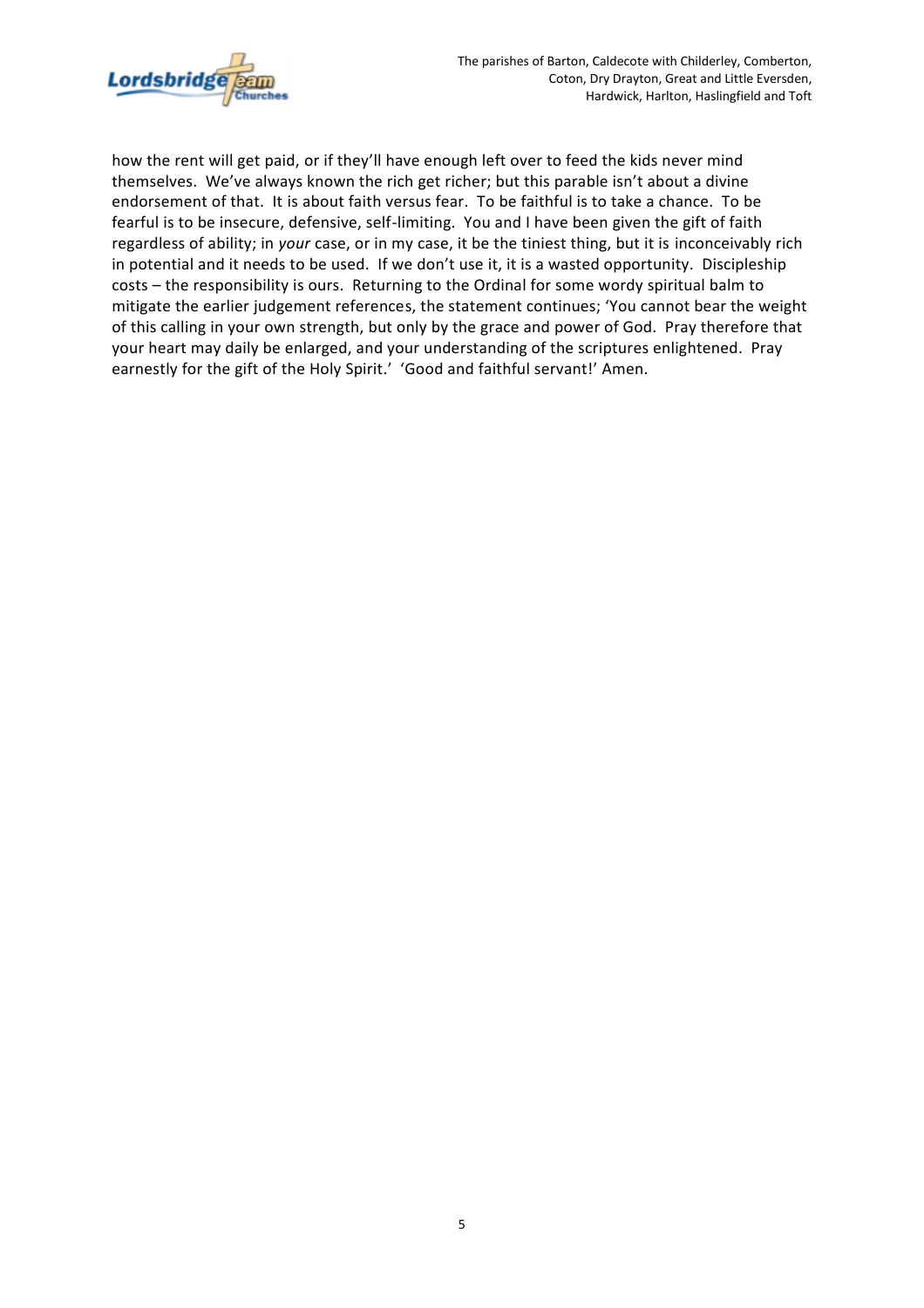how the rent will get paid, or if they'll have enough left over to feed the kids never mind themselves. We've always known the rich get richer; but this parable isn't about a divine endorsement of that. It is about faith versus fear. To be faithful is to take a chance. To be fearful is to be insecure, defensive, self-limiting. You and I have been given the gift of faith regardless of ability; in *your* case, or in my case, it be the tiniest thing, but it is inconceivably rich in potential and it needs to be used. If we don't use it, it is a wasted opportunity. Discipleship costs – the responsibility is ours. Returning to the Ordinal for some wordy spiritual balm to mitigate the earlier judgement references, the statement continues; 'You cannot bear the weight of this calling in your own strength, but only by the grace and power of God. Pray therefore that your heart may daily be enlarged, and your understanding of the scriptures enlightened. Pray earnestly for the gift of the Holy Spirit.' 'Good and faithful servant!' Amen.